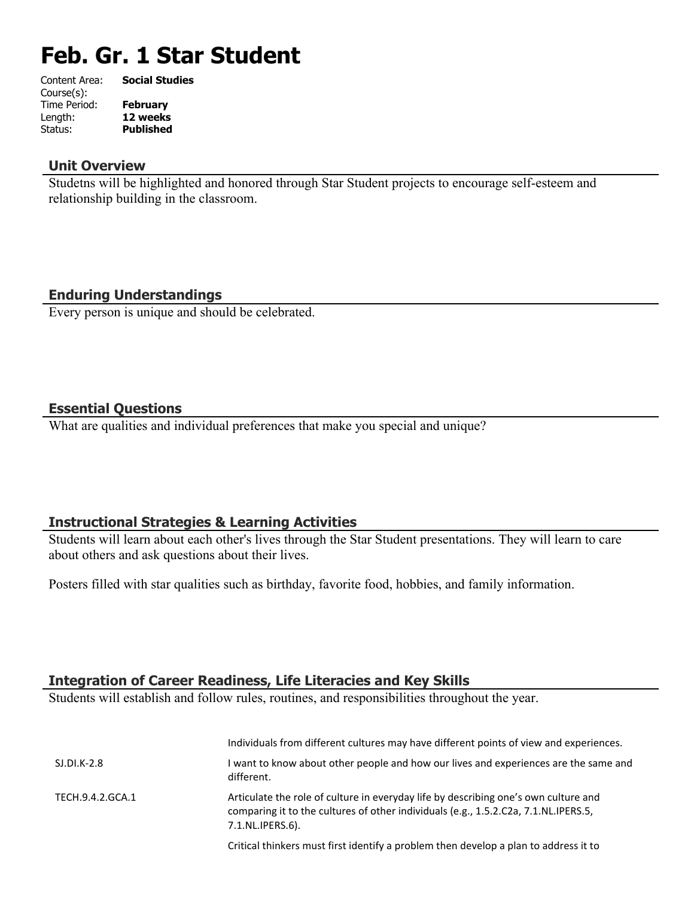# Feb. Gr. 1 Star Student

| | |
|---|---|
| Content Area: | **Social Studies** |
| Course(s): | |
| Time Period: | **February** |
| Length: | **12 weeks** |
| Status: | **Published** |

## Unit Overview

Studetns will be highlighted and honored through Star Student projects to encourage self-esteem and relationship building in the classroom.

## Enduring Understandings

Every person is unique and should be celebrated.

## Essential Questions

What are qualities and individual preferences that make you special and unique?

## Instructional Strategies & Learning Activities

Students will learn about each other's lives through the Star Student presentations. They will learn to care about others and ask questions about their lives.

Posters filled with star qualities such as birthday, favorite food, hobbies, and family information.

## Integration of Career Readiness, Life Literacies and Key Skills

Students will establish and follow rules, routines, and responsibilities throughout the year.

| | |
|---|---|
| | Individuals from different cultures may have different points of view and experiences. |
| SJ.DI.K-2.8 | I want to know about other people and how our lives and experiences are the same and different. |
| TECH.9.4.2.GCA.1 | Articulate the role of culture in everyday life by describing one's own culture and comparing it to the cultures of other individuals (e.g., 1.5.2.C2a, 7.1.NL.IPERS.5, 7.1.NL.IPERS.6). |
| | Critical thinkers must first identify a problem then develop a plan to address it to |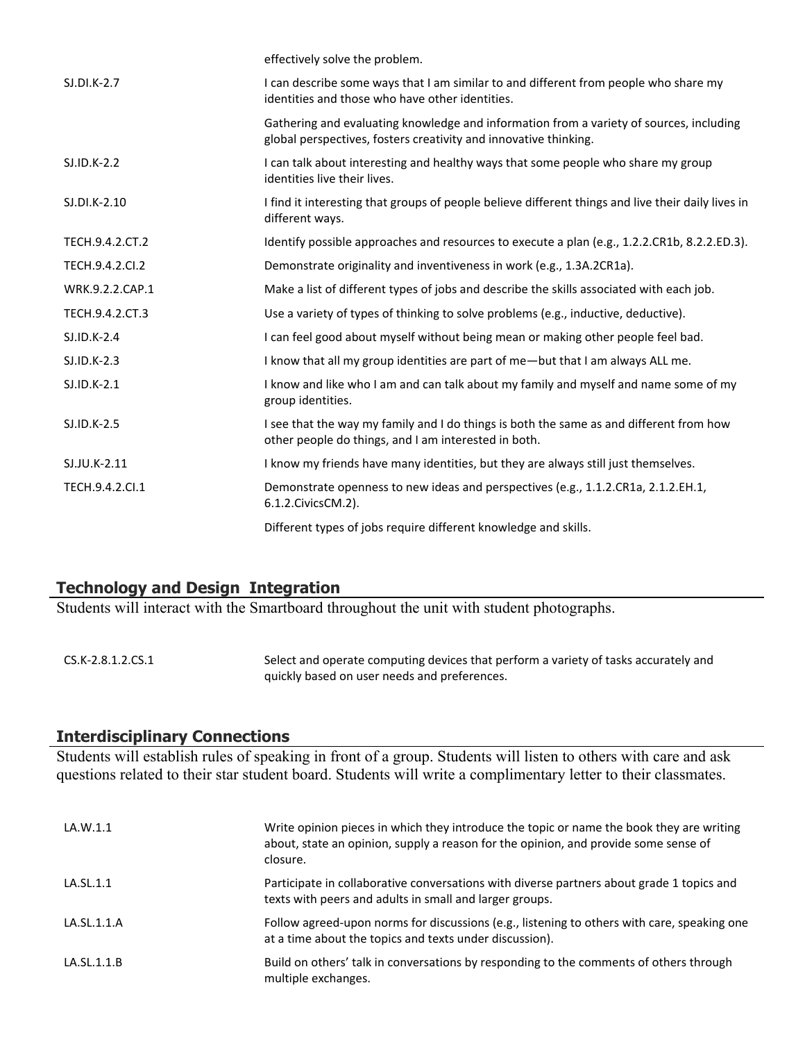| | |
|---|---|
| | effectively solve the problem. |
| SJ.DI.K-2.7 | I can describe some ways that I am similar to and different from people who share my identities and those who have other identities. |
| | Gathering and evaluating knowledge and information from a variety of sources, including global perspectives, fosters creativity and innovative thinking. |
| SJ.ID.K-2.2 | I can talk about interesting and healthy ways that some people who share my group identities live their lives. |
| SJ.DI.K-2.10 | I find it interesting that groups of people believe different things and live their daily lives in different ways. |
| TECH.9.4.2.CT.2 | Identify possible approaches and resources to execute a plan (e.g., 1.2.2.CR1b, 8.2.2.ED.3). |
| TECH.9.4.2.CI.2 | Demonstrate originality and inventiveness in work (e.g., 1.3A.2CR1a). |
| WRK.9.2.2.CAP.1 | Make a list of different types of jobs and describe the skills associated with each job. |
| TECH.9.4.2.CT.3 | Use a variety of types of thinking to solve problems (e.g., inductive, deductive). |
| SJ.ID.K-2.4 | I can feel good about myself without being mean or making other people feel bad. |
| SJ.ID.K-2.3 | I know that all my group identities are part of me—but that I am always ALL me. |
| SJ.ID.K-2.1 | I know and like who I am and can talk about my family and myself and name some of my group identities. |
| SJ.ID.K-2.5 | I see that the way my family and I do things is both the same as and different from how other people do things, and I am interested in both. |
| SJ.JU.K-2.11 | I know my friends have many identities, but they are always still just themselves. |
| TECH.9.4.2.CI.1 | Demonstrate openness to new ideas and perspectives (e.g., 1.1.2.CR1a, 2.1.2.EH.1, 6.1.2.CivicsCM.2). |
| | Different types of jobs require different knowledge and skills. |

## Technology and Design Integration

Students will interact with the Smartboard throughout the unit with student photographs.

| | |
|---|---|
| CS.K-2.8.1.2.CS.1 | Select and operate computing devices that perform a variety of tasks accurately and quickly based on user needs and preferences. |

## Interdisciplinary Connections

Students will establish rules of speaking in front of a group. Students will listen to others with care and ask questions related to their star student board. Students will write a complimentary letter to their classmates.

| | |
|---|---|
| LA.W.1.1 | Write opinion pieces in which they introduce the topic or name the book they are writing about, state an opinion, supply a reason for the opinion, and provide some sense of closure. |
| LA.SL.1.1 | Participate in collaborative conversations with diverse partners about grade 1 topics and texts with peers and adults in small and larger groups. |
| LA.SL.1.1.A | Follow agreed-upon norms for discussions (e.g., listening to others with care, speaking one at a time about the topics and texts under discussion). |
| LA.SL.1.1.B | Build on others' talk in conversations by responding to the comments of others through multiple exchanges. |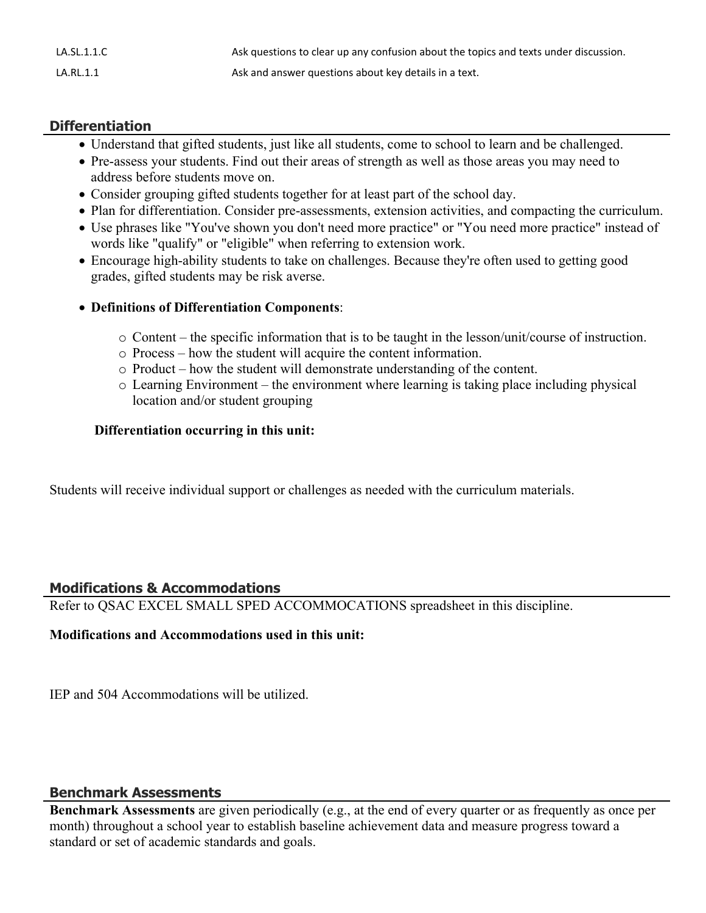| | |
|---|---|
| LA.SL.1.1.C | Ask questions to clear up any confusion about the topics and texts under discussion. |
| LA.RL.1.1 | Ask and answer questions about key details in a text. |

## Differentiation

- Understand that gifted students, just like all students, come to school to learn and be challenged.
- Pre-assess your students. Find out their areas of strength as well as those areas you may need to address before students move on.
- Consider grouping gifted students together for at least part of the school day.
- Plan for differentiation. Consider pre-assessments, extension activities, and compacting the curriculum.
- Use phrases like "You've shown you don't need more practice" or "You need more practice" instead of words like "qualify" or "eligible" when referring to extension work.
- Encourage high-ability students to take on challenges. Because they're often used to getting good grades, gifted students may be risk averse.

- **Definitions of Differentiation Components**:
  - Content – the specific information that is to be taught in the lesson/unit/course of instruction.
  - Process – how the student will acquire the content information.
  - Product – how the student will demonstrate understanding of the content.
  - Learning Environment – the environment where learning is taking place including physical location and/or student grouping

**Differentiation occurring in this unit:**

Students will receive individual support or challenges as needed with the curriculum materials.

## Modifications & Accommodations

Refer to QSAC EXCEL SMALL SPED ACCOMMOCATIONS spreadsheet in this discipline.

**Modifications and Accommodations used in this unit:**

IEP and 504 Accommodations will be utilized.

## Benchmark Assessments

**Benchmark Assessments** are given periodically (e.g., at the end of every quarter or as frequently as once per month) throughout a school year to establish baseline achievement data and measure progress toward a standard or set of academic standards and goals.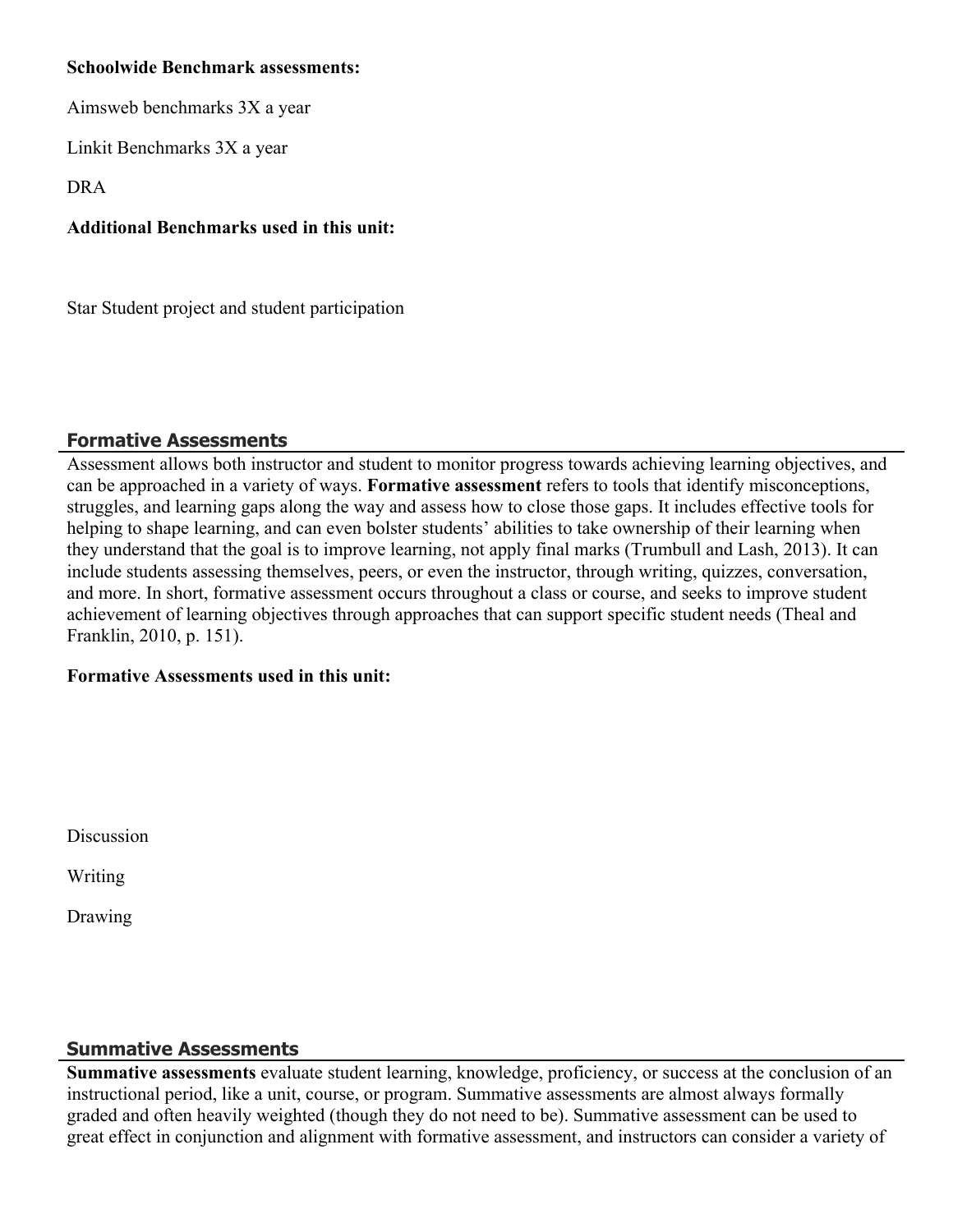**Schoolwide Benchmark assessments:**

Aimsweb benchmarks 3X a year

Linkit Benchmarks 3X a year

DRA

**Additional Benchmarks used in this unit:**

Star Student project and student participation

## Formative Assessments

Assessment allows both instructor and student to monitor progress towards achieving learning objectives, and can be approached in a variety of ways. **Formative assessment** refers to tools that identify misconceptions, struggles, and learning gaps along the way and assess how to close those gaps. It includes effective tools for helping to shape learning, and can even bolster students' abilities to take ownership of their learning when they understand that the goal is to improve learning, not apply final marks (Trumbull and Lash, 2013). It can include students assessing themselves, peers, or even the instructor, through writing, quizzes, conversation, and more. In short, formative assessment occurs throughout a class or course, and seeks to improve student achievement of learning objectives through approaches that can support specific student needs (Theal and Franklin, 2010, p. 151).

**Formative Assessments used in this unit:**

Discussion

Writing

Drawing

## Summative Assessments

**Summative assessments** evaluate student learning, knowledge, proficiency, or success at the conclusion of an instructional period, like a unit, course, or program. Summative assessments are almost always formally graded and often heavily weighted (though they do not need to be). Summative assessment can be used to great effect in conjunction and alignment with formative assessment, and instructors can consider a variety of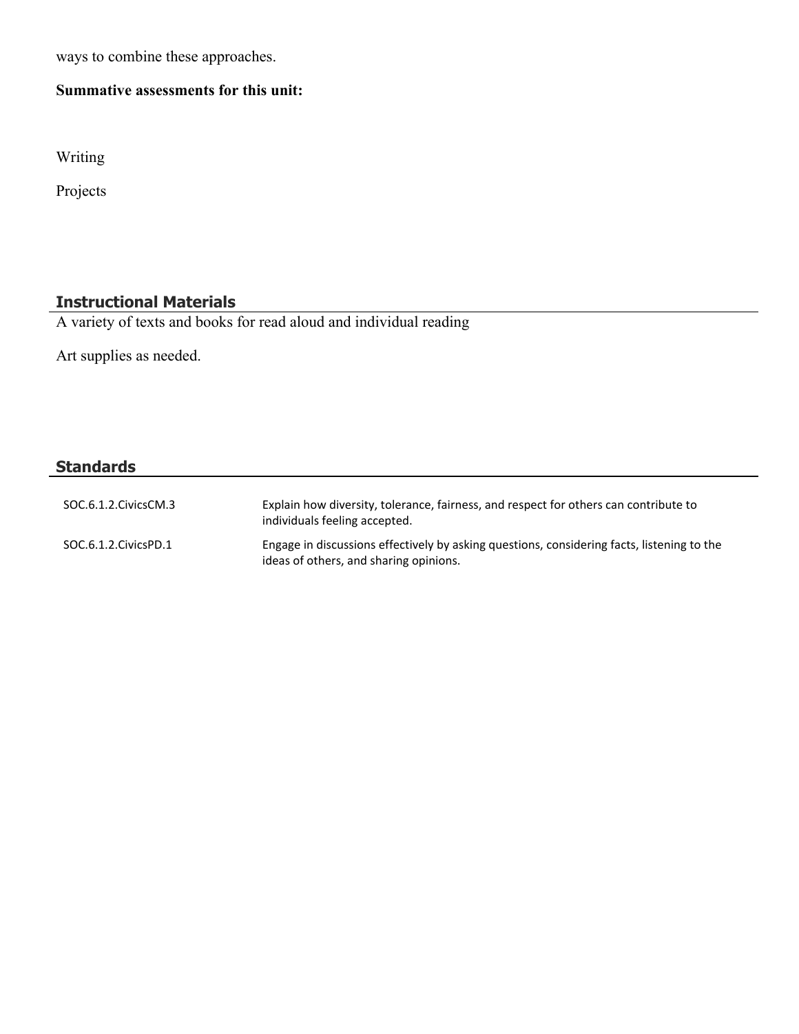ways to combine these approaches.

**Summative assessments for this unit:**

Writing

Projects

## Instructional Materials

A variety of texts and books for read aloud and individual reading

Art supplies as needed.

## Standards

| | |
|---|---|
| SOC.6.1.2.CivicsCM.3 | Explain how diversity, tolerance, fairness, and respect for others can contribute to individuals feeling accepted. |
| SOC.6.1.2.CivicsPD.1 | Engage in discussions effectively by asking questions, considering facts, listening to the ideas of others, and sharing opinions. |